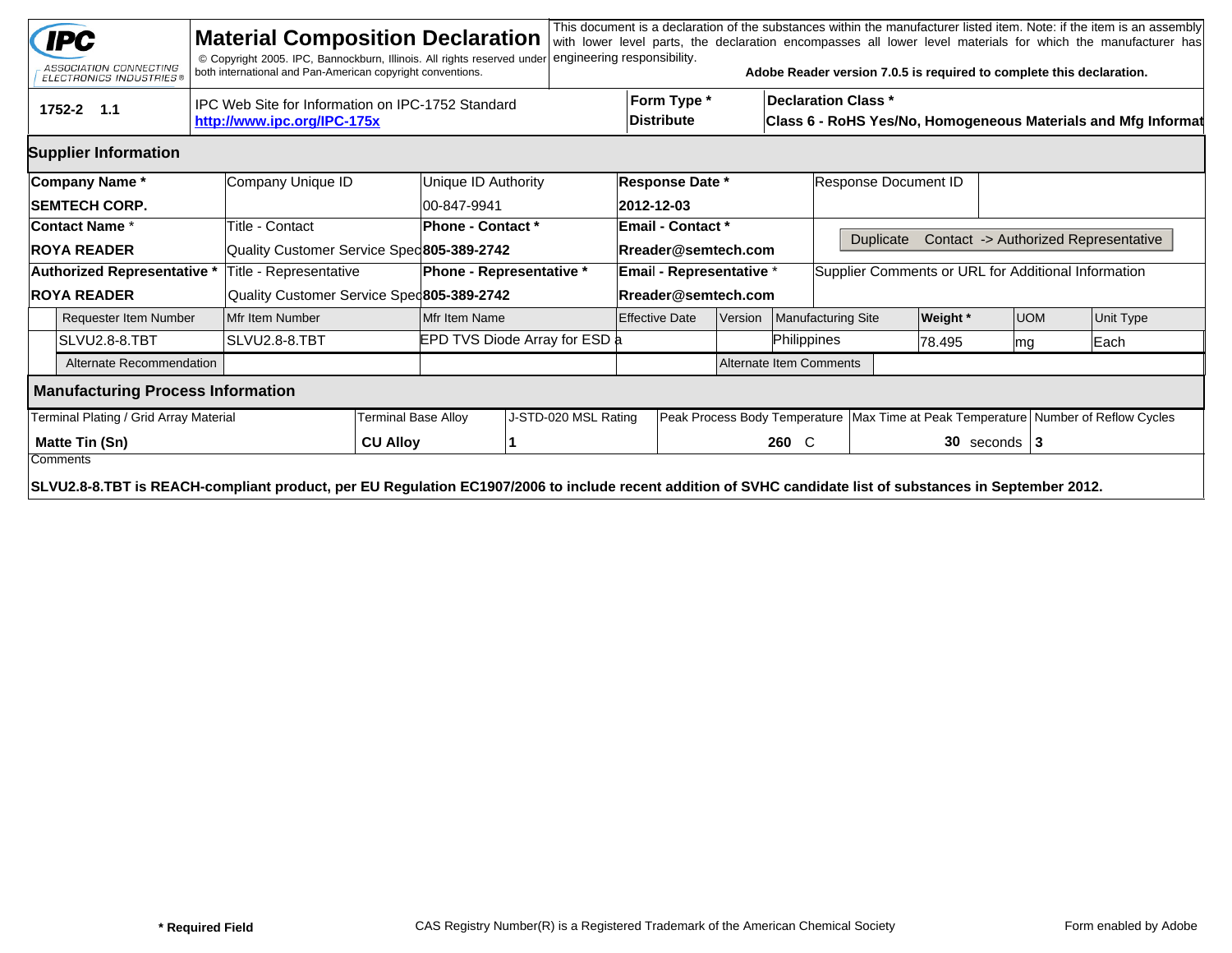# Material Composition Declaration

IPC — ASSOCIATION CONNECTING ELECTRONICS INDUSTRIES®

© Copyright 2005. IPC, Bannockburn, Illinois. All rights reserved under both international and Pan-American copyright conventions.

This document is a declaration of the substances within the manufacturer listed item. Note: if the item is an assembly with lower level parts, the declaration encompasses all lower level materials for which the manufacturer has engineering responsibility.

**Adobe Reader version 7.0.5 is required to complete this declaration.**

| 1752-2 1.1 | IPC Web Site for Information on IPC-1752 Standard http://www.ipc.org/IPC-175x | Form Type * Distribute | Declaration Class * Class 6 - RoHS Yes/No, Homogeneous Materials and Mfg Informat |
|---|---|---|---|

## Supplier Information

| Company Name * | Company Unique ID | Unique ID Authority | Response Date * | Response Document ID |
|---|---|---|---|---|
| SEMTECH CORP. | | 00-847-9941 | 2012-12-03 | |
| **Contact Name** * | Title - Contact | **Phone - Contact** * | **Email - Contact** * | Duplicate Contact -> Authorized Representative |
| **ROYA READER** | Quality Customer Service Spec | **805-389-2742** | **Rreader@semtech.com** | |
| **Authorized Representative** * | Title - Representative | **Phone - Representative** * | **Email - Representative** * | Supplier Comments or URL for Additional Information |
| **ROYA READER** | Quality Customer Service Spec | **805-389-2742** | **Rreader@semtech.com** | |

| Requester Item Number | Mfr Item Number | Mfr Item Name | Effective Date | Version | Manufacturing Site | Weight * | UOM | Unit Type |
|---|---|---|---|---|---|---|---|---|
| SLVU2.8-8.TBT | SLVU2.8-8.TBT | EPD TVS Diode Array for ESD a | | | Philippines | 78.495 | mg | Each |
| Alternate Recommendation | | | | Alternate Item Comments | | | | |

## Manufacturing Process Information

| Terminal Plating / Grid Array Material | Terminal Base Alloy | J-STD-020 MSL Rating | Peak Process Body Temperature | Max Time at Peak Temperature | Number of Reflow Cycles |
|---|---|---|---|---|---|
| **Matte Tin (Sn)** | **CU Alloy** | **1** | **260** C | **30** seconds | **3** |

Comments

**SLVU2.8-8.TBT is REACH-compliant product, per EU Regulation EC1907/2006 to include recent addition of SVHC candidate list of substances in September 2012.**

**\* Required Field** CAS Registry Number(R) is a Registered Trademark of the American Chemical Society Form enabled by Adobe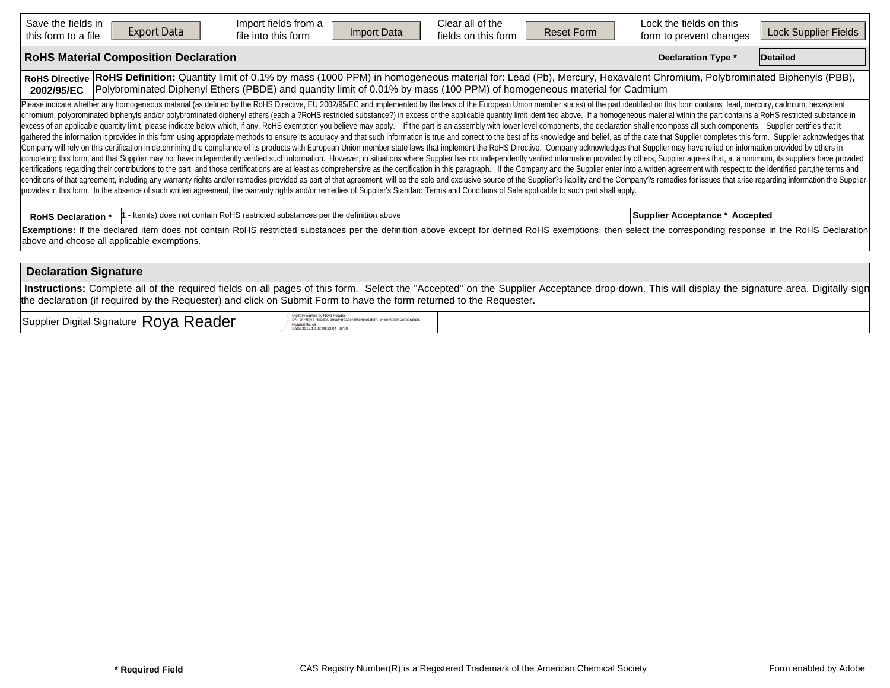| Save the fields in this form to a file | Export Data | Import fields from a file into this form | Import Data | Clear all of the fields on this form | Reset Form | Lock the fields on this form to prevent changes | Lock Supplier Fields |
|---|---|---|---|---|---|---|---|

## RoHS Material Composition Declaration

**Declaration Type *** | **Detailed**

| **RoHS Directive 2002/95/EC** | **RoHS Definition:** Quantity limit of 0.1% by mass (1000 PPM) in homogeneous material for: Lead (Pb), Mercury, Hexavalent Chromium, Polybrominated Biphenyls (PBB), Polybrominated Diphenyl Ethers (PBDE) and quantity limit of 0.01% by mass (100 PPM) of homogeneous material for Cadmium |
|---|---|

Please indicate whether any homogeneous material (as defined by the RoHS Directive, EU 2002/95/EC and implemented by the laws of the European Union member states) of the part identified on this form contains lead, mercury, cadmium, hexavalent chromium, polybrominated biphenyls and/or polybrominated diphenyl ethers (each a ?RoHS restricted substance?) in excess of the applicable quantity limit identified above. If a homogeneous material within the part contains a RoHS restricted substance in excess of an applicable quantity limit, please indicate below which, if any, RoHS exemption you believe may apply. If the part is an assembly with lower level components, the declaration shall encompass all such components. Supplier certifies that it gathered the information it provides in this form using appropriate methods to ensure its accuracy and that such information is true and correct to the best of its knowledge and belief, as of the date that Supplier completes this form. Supplier acknowledges that Company will rely on this certification in determining the compliance of its products with European Union member state laws that implement the RoHS Directive. Company acknowledges that Supplier may have relied on information provided by others in completing this form, and that Supplier may not have independently verified such information. However, in situations where Supplier has not independently verified information provided by others, Supplier agrees that, at a minimum, its suppliers have provided certifications regarding their contributions to the part, and those certifications are at least as comprehensive as the certification in this paragraph. If the Company and the Supplier enter into a written agreement with respect to the identified part,the terms and conditions of that agreement, including any warranty rights and/or remedies provided as part of that agreement, will be the sole and exclusive source of the Supplier?s liability and the Company?s remedies for issues that arise regarding information the Supplier provides in this form. In the absence of such written agreement, the warranty rights and/or remedies of Supplier's Standard Terms and Conditions of Sale applicable to such part shall apply.

| **RoHS Declaration *** | 1 - Item(s) does not contain RoHS restricted substances per the definition above | **Supplier Acceptance *** | **Accepted** |
|---|---|---|---|

**Exemptions:** If the declared item does not contain RoHS restricted substances per the definition above except for defined RoHS exemptions, then select the corresponding response in the RoHS Declaration above and choose all applicable exemptions.

## Declaration Signature

**Instructions:** Complete all of the required fields on all pages of this form. Select the "Accepted" on the Supplier Acceptance drop-down. This will display the signature area. Digitally sign the declaration (if required by the Requester) and click on Submit Form to have the form returned to the Requester.

| Supplier Digital Signature | Roya Reader | Digitally signed by Roya Reader DN: cn=Roya Reader, email=rreader@semnet.dom, o=Semtech Corporation, l=camarillo, ca Date: 2012.12.03 09:22:04 -08'00' | |
|---|---|---|---|

**\* Required Field** CAS Registry Number(R) is a Registered Trademark of the American Chemical Society Form enabled by Adobe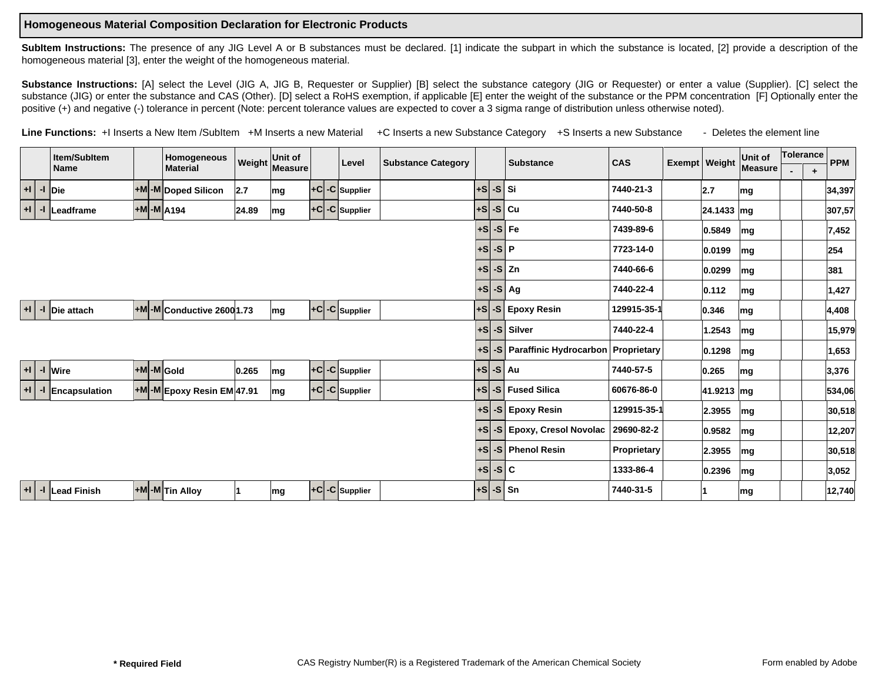## Homogeneous Material Composition Declaration for Electronic Products

**SubItem Instructions:** The presence of any JIG Level A or B substances must be declared. [1] indicate the subpart in which the substance is located, [2] provide a description of the homogeneous material [3], enter the weight of the homogeneous material.

**Substance Instructions:** [A] select the Level (JIG A, JIG B, Requester or Supplier) [B] select the substance category (JIG or Requester) or enter a value (Supplier). [C] select the substance (JIG) or enter the substance and CAS (Other). [D] select a RoHS exemption, if applicable [E] enter the weight of the substance or the PPM concentration [F] Optionally enter the positive (+) and negative (-) tolerance in percent (Note: percent tolerance values are expected to cover a 3 sigma range of distribution unless otherwise noted).

**Line Functions:** +I Inserts a New Item /SubItem +M Inserts a new Material +C Inserts a new Substance Category +S Inserts a new Substance - Deletes the element line

| | | Item/SubItem Name | | | Homogeneous Material | Weight | Unit of Measure | | | Level | Substance Category | | | Substance | CAS | Exempt | Weight | Unit of Measure | Tolerance | | PPM |
|---|---|---|---|---|---|---|---|---|---|---|---|---|---|---|---|---|---|---|---|---|---|
| | | | | | | | | | | | | | | | | | | | - | + | |
| +I | -I | Die | +M | -M | Doped Silicon | 2.7 | mg | +C | -C | Supplier | | +S | -S | Si | 7440-21-3 | | 2.7 | mg | | | 34,397 |
| +I | -I | Leadframe | +M | -M | A194 | 24.89 | mg | +C | -C | Supplier | | +S | -S | Cu | 7440-50-8 | | 24.1433 | mg | | | 307,57 |
| | | | | | | | | | | | | +S | -S | Fe | 7439-89-6 | | 0.5849 | mg | | | 7,452 |
| | | | | | | | | | | | | +S | -S | P | 7723-14-0 | | 0.0199 | mg | | | 254 |
| | | | | | | | | | | | | +S | -S | Zn | 7440-66-6 | | 0.0299 | mg | | | 381 |
| | | | | | | | | | | | | +S | -S | Ag | 7440-22-4 | | 0.112 | mg | | | 1,427 |
| +I | -I | Die attach | +M | -M | Conductive 2600 | 1.73 | mg | +C | -C | Supplier | | +S | -S | Epoxy Resin | 129915-35-1 | | 0.346 | mg | | | 4,408 |
| | | | | | | | | | | | | +S | -S | Silver | 7440-22-4 | | 1.2543 | mg | | | 15,979 |
| | | | | | | | | | | | | +S | -S | Paraffinic Hydrocarbon | Proprietary | | 0.1298 | mg | | | 1,653 |
| +I | -I | Wire | +M | -M | Gold | 0.265 | mg | +C | -C | Supplier | | +S | -S | Au | 7440-57-5 | | 0.265 | mg | | | 3,376 |
| +I | -I | Encapsulation | +M | -M | Epoxy Resin EM | 47.91 | mg | +C | -C | Supplier | | +S | -S | Fused Silica | 60676-86-0 | | 41.9213 | mg | | | 534,06 |
| | | | | | | | | | | | | +S | -S | Epoxy Resin | 129915-35-1 | | 2.3955 | mg | | | 30,518 |
| | | | | | | | | | | | | +S | -S | Epoxy, Cresol Novolac | 29690-82-2 | | 0.9582 | mg | | | 12,207 |
| | | | | | | | | | | | | +S | -S | Phenol Resin | Proprietary | | 2.3955 | mg | | | 30,518 |
| | | | | | | | | | | | | +S | -S | C | 1333-86-4 | | 0.2396 | mg | | | 3,052 |
| +I | -I | Lead Finish | +M | -M | Tin Alloy | 1 | mg | +C | -C | Supplier | | +S | -S | Sn | 7440-31-5 | | 1 | mg | | | 12,740 |

**\* Required Field**

CAS Registry Number(R) is a Registered Trademark of the American Chemical Society

Form enabled by Adobe